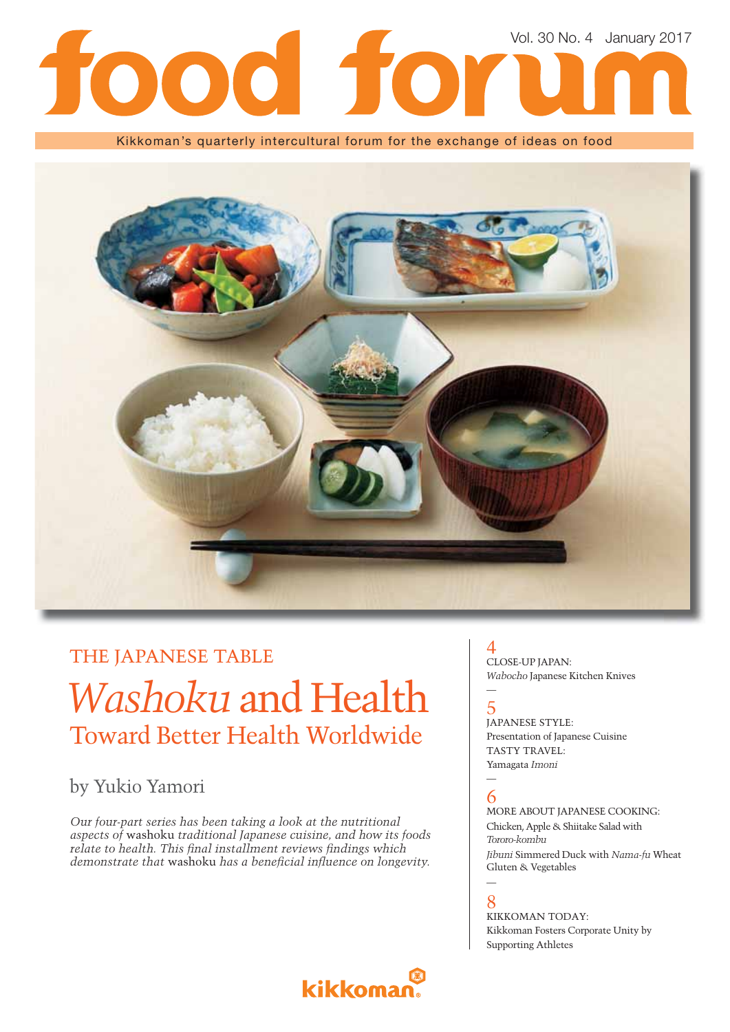# food forum

Vol. 30 No. 4 January 2017

Kikkoman's quarterly intercultural forum for the exchange of ideas on food

## THE JAPANESE TABLE

# *Washoku* and Health

## Toward Better Health Worldwide

by Yukio Yamori

*Our four-part series has been taking a look at the nutritional aspects of* washoku *traditional Japanese cuisine, and how its foods relate to health. This final installment reviews findings which demonstrate that* washoku *has a beneficial influence on longevity.*

4
CLOSE-UP JAPAN:
*Wabocho* Japanese Kitchen Knives

5
JAPANESE STYLE:
Presentation of Japanese Cuisine
TASTY TRAVEL:
Yamagata *Imoni*

6
MORE ABOUT JAPANESE COOKING:
Chicken, Apple & Shiitake Salad with *Tororo-kombu*
*Jibuni* Simmered Duck with *Nama-fu* Wheat Gluten & Vegetables

8
KIKKOMAN TODAY:
Kikkoman Fosters Corporate Unity by Supporting Athletes

kikkoman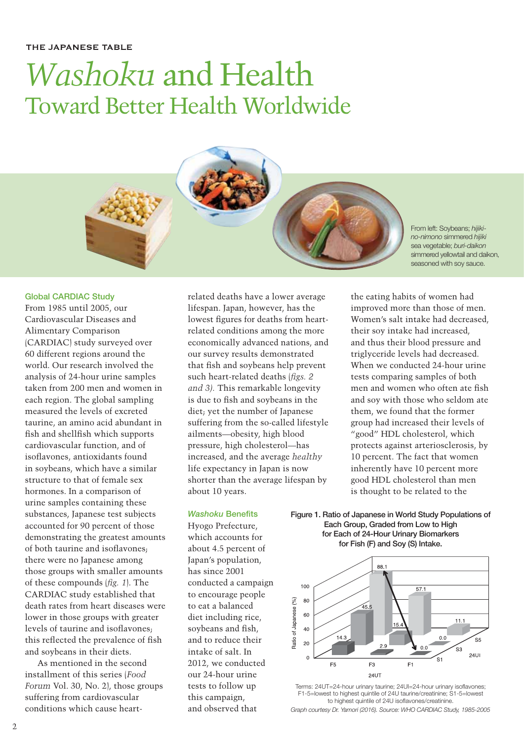THE JAPANESE TABLE

# *Washoku* and Health
## Toward Better Health Worldwide

From left: Soybeans; *hijiki-no-nimono* simmered *hijiki* sea vegetable; *buri-daikon* simmered yellowtail and daikon, seasoned with soy sauce.

### Global CARDIAC Study

From 1985 until 2005, our Cardiovascular Diseases and Alimentary Comparison (CARDIAC) study surveyed over 60 different regions around the world. Our research involved the analysis of 24-hour urine samples taken from 200 men and women in each region. The global sampling measured the levels of excreted taurine, an amino acid abundant in fish and shellfish which supports cardiovascular function, and of isoflavones, antioxidants found in soybeans, which have a similar structure to that of female sex hormones. In a comparison of urine samples containing these substances, Japanese test subjects accounted for 90 percent of those demonstrating the greatest amounts of both taurine and isoflavones; there were no Japanese among those groups with smaller amounts of these compounds (*fig. 1*). The CARDIAC study established that death rates from heart diseases were lower in those groups with greater levels of taurine and isoflavones; this reflected the prevalence of fish and soybeans in their diets.

As mentioned in the second installment of this series (*Food Forum* Vol. 30, No. 2), those groups suffering from cardiovascular conditions which cause heart-related deaths have a lower average lifespan. Japan, however, has the lowest figures for deaths from heart-related conditions among the more economically advanced nations, and our survey results demonstrated that fish and soybeans help prevent such heart-related deaths (*figs. 2 and 3*). This remarkable longevity is due to fish and soybeans in the diet; yet the number of Japanese suffering from the so-called lifestyle ailments—obesity, high blood pressure, high cholesterol—has increased, and the average *healthy* life expectancy in Japan is now shorter than the average lifespan by about 10 years.

### *Washoku* Benefits

Hyogo Prefecture, which accounts for about 4.5 percent of Japan's population, has since 2001 conducted a campaign to encourage people to eat a balanced diet including rice, soybeans and fish, and to reduce their intake of salt. In 2012, we conducted our 24-hour urine tests to follow up this campaign, and observed that the eating habits of women had improved more than those of men. Women's salt intake had decreased, their soy intake had increased, and thus their blood pressure and triglyceride levels had decreased. When we conducted 24-hour urine tests comparing samples of both men and women who often ate fish and soy with those who seldom ate them, we found that the former group had increased their levels of "good" HDL cholesterol, which protects against arteriosclerosis, by 10 percent. The fact that women inherently have 10 percent more good HDL cholesterol than men is thought to be related to the

**Figure 1. Ratio of Japanese in World Study Populations of Each Group, Graded from Low to High for Each of 24-Hour Urinary Biomarkers for Fish (F) and Soy (S) Intake.**

| Ratio of Japanese (%) | F5 | F3 | F1 |
|---|---|---|---|
| S1 | 14.3 | 2.9 | 0.0 |
| S3 | 45.5 | 15.4 | 0.0 |
| S5 | 88.1 | 57.1 | 11.1 |

Terms: 24UT=24-hour urinary taurine; 24UI=24-hour urinary isoflavones; F1-5=lowest to highest quintile of 24U taurine/creatinine; S1-5=lowest to highest quintile of 24U isoflavones/creatinine.

*Graph courtesy Dr. Yamori (2016). Source: WHO CARDIAC Study, 1985-2005*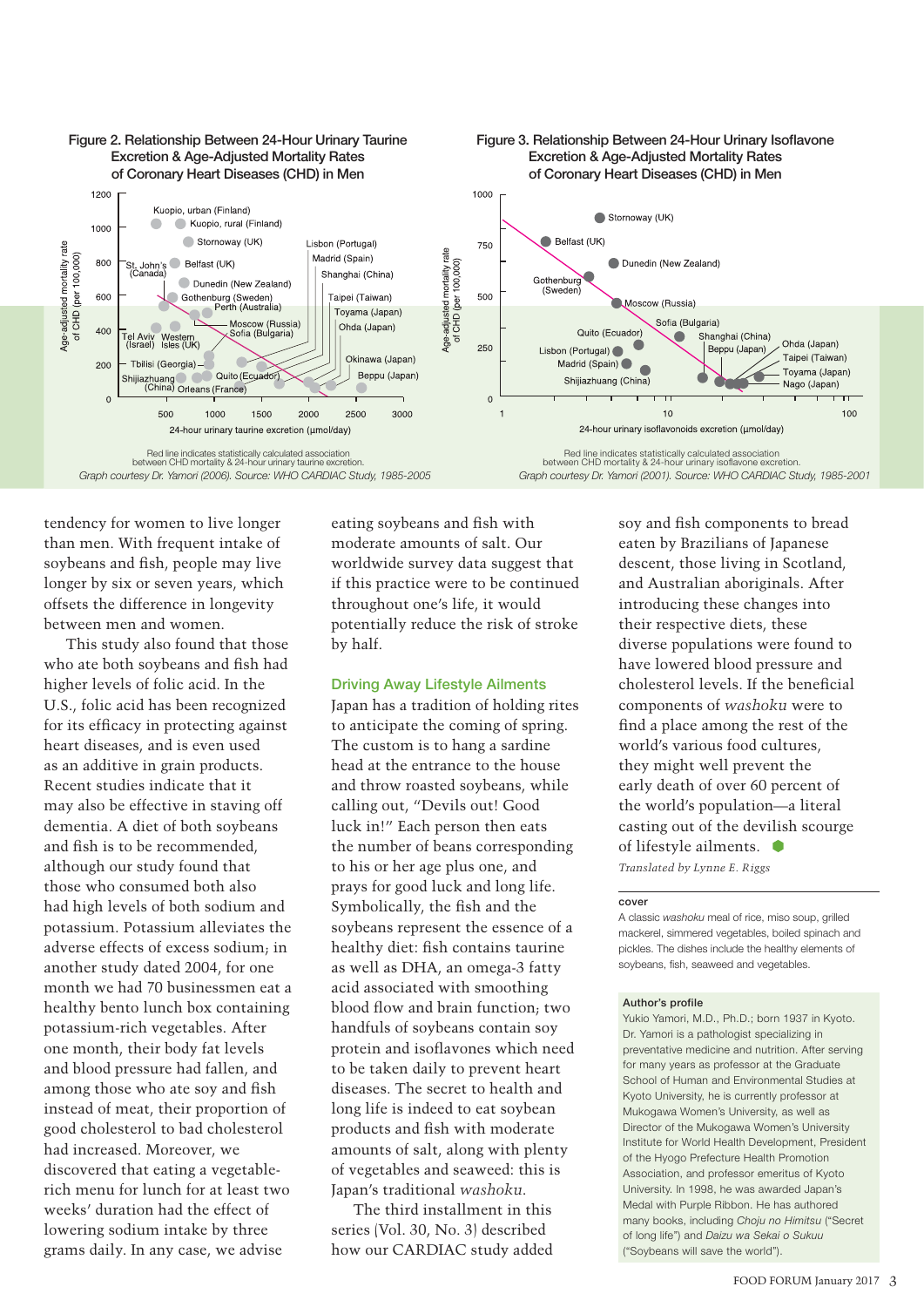**Figure 2. Relationship Between 24-Hour Urinary Taurine Excretion & Age-Adjusted Mortality Rates of Coronary Heart Diseases (CHD) in Men**

Red line indicates statistically calculated association between CHD mortality & 24-hour urinary taurine excretion.

*Graph courtesy Dr. Yamori (2006). Source: WHO CARDIAC Study, 1985-2005*

**Figure 3. Relationship Between 24-Hour Urinary Isoflavone Excretion & Age-Adjusted Mortality Rates of Coronary Heart Diseases (CHD) in Men**

Red line indicates statistically calculated association between CHD mortality & 24-hour urinary isoflavone excretion.

*Graph courtesy Dr. Yamori (2001). Source: WHO CARDIAC Study, 1985-2001*

tendency for women to live longer than men. With frequent intake of soybeans and fish, people may live longer by six or seven years, which offsets the difference in longevity between men and women.

This study also found that those who ate both soybeans and fish had higher levels of folic acid. In the U.S., folic acid has been recognized for its efficacy in protecting against heart diseases, and is even used as an additive in grain products. Recent studies indicate that it may also be effective in staving off dementia. A diet of both soybeans and fish is to be recommended, although our study found that those who consumed both also had high levels of both sodium and potassium. Potassium alleviates the adverse effects of excess sodium; in another study dated 2004, for one month we had 70 businessmen eat a healthy bento lunch box containing potassium-rich vegetables. After one month, their body fat levels and blood pressure had fallen, and among those who ate soy and fish instead of meat, their proportion of good cholesterol to bad cholesterol had increased. Moreover, we discovered that eating a vegetable-rich menu for lunch for at least two weeks' duration had the effect of lowering sodium intake by three grams daily. In any case, we advise eating soybeans and fish with moderate amounts of salt. Our worldwide survey data suggest that if this practice were to be continued throughout one's life, it would potentially reduce the risk of stroke by half.

### Driving Away Lifestyle Ailments

Japan has a tradition of holding rites to anticipate the coming of spring. The custom is to hang a sardine head at the entrance to the house and throw roasted soybeans, while calling out, "Devils out! Good luck in!" Each person then eats the number of beans corresponding to his or her age plus one, and prays for good luck and long life. Symbolically, the fish and the soybeans represent the essence of a healthy diet: fish contains taurine as well as DHA, an omega-3 fatty acid associated with smoothing blood flow and brain function; two handfuls of soybeans contain soy protein and isoflavones which need to be taken daily to prevent heart diseases. The secret to health and long life is indeed to eat soybean products and fish with moderate amounts of salt, along with plenty of vegetables and seaweed: this is Japan's traditional *washoku*.

The third installment in this series (Vol. 30, No. 3) described how our CARDIAC study added soy and fish components to bread eaten by Brazilians of Japanese descent, those living in Scotland, and Australian aboriginals. After introducing these changes into their respective diets, these diverse populations were found to have lowered blood pressure and cholesterol levels. If the beneficial components of *washoku* were to find a place among the rest of the world's various food cultures, they might well prevent the early death of over 60 percent of the world's population—a literal casting out of the devilish scourge of lifestyle ailments.

*Translated by Lynne E. Riggs*

---

**cover**

A classic *washoku* meal of rice, miso soup, grilled mackerel, simmered vegetables, boiled spinach and pickles. The dishes include the healthy elements of soybeans, fish, seaweed and vegetables.

**Author's profile**

Yukio Yamori, M.D., Ph.D.; born 1937 in Kyoto. Dr. Yamori is a pathologist specializing in preventative medicine and nutrition. After serving for many years as professor at the Graduate School of Human and Environmental Studies at Kyoto University, he is currently professor at Mukogawa Women's University, as well as Director of the Mukogawa Women's University Institute for World Health Development, President of the Hyogo Prefecture Health Promotion Association, and professor emeritus of Kyoto University. In 1998, he was awarded Japan's Medal with Purple Ribbon. He has authored many books, including *Choju no Himitsu* ("Secret of long life") and *Daizu wa Sekai o Sukuu* ("Soybeans will save the world").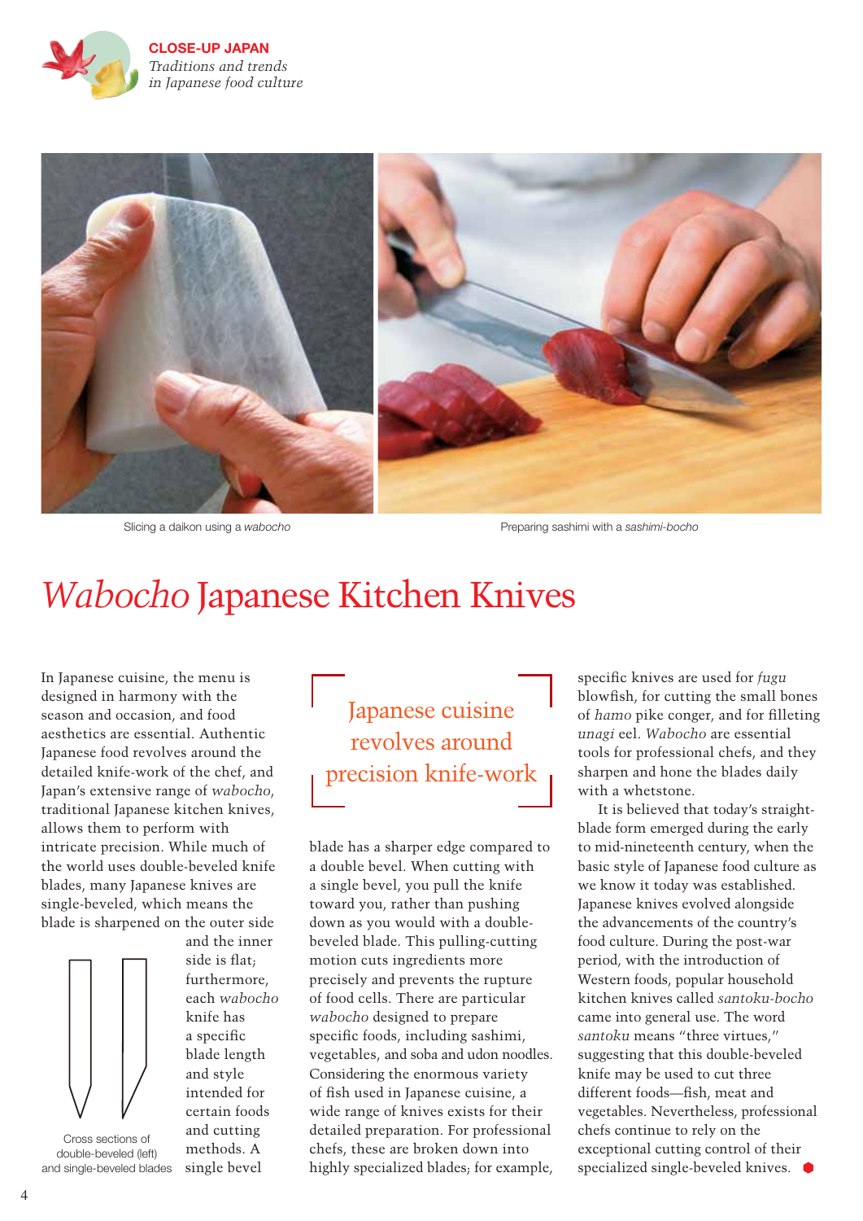Slicing a daikon using a *wabocho*

Preparing sashimi with a *sashimi-bocho*

# *Wabocho* Japanese Kitchen Knives

In Japanese cuisine, the menu is designed in harmony with the season and occasion, and food aesthetics are essential. Authentic Japanese food revolves around the detailed knife-work of the chef, and Japan's extensive range of *wabocho*, traditional Japanese kitchen knives, allows them to perform with intricate precision. While much of the world uses double-beveled knife blades, many Japanese knives are single-beveled, which means the blade is sharpened on the outer side and the inner side is flat; furthermore, each *wabocho* knife has a specific blade length and style intended for certain foods and cutting methods. A single bevel blade has a sharper edge compared to a double bevel. When cutting with a single bevel, you pull the knife toward you, rather than pushing down as you would with a double-beveled blade. This pulling-cutting motion cuts ingredients more precisely and prevents the rupture of food cells. There are particular *wabocho* designed to prepare specific foods, including sashimi, vegetables, and soba and udon noodles. Considering the enormous variety of fish used in Japanese cuisine, a wide range of knives exists for their detailed preparation. For professional chefs, these are broken down into highly specialized blades; for example, specific knives are used for *fugu* blowfish, for cutting the small bones of *hamo* pike conger, and for filleting *unagi* eel. *Wabocho* are essential tools for professional chefs, and they sharpen and hone the blades daily with a whetstone.

Cross sections of double-beveled (left) and single-beveled blades

> Japanese cuisine revolves around precision knife-work

It is believed that today's straight-blade form emerged during the early to mid-nineteenth century, when the basic style of Japanese food culture as we know it today was established. Japanese knives evolved alongside the advancements of the country's food culture. During the post-war period, with the introduction of Western foods, popular household kitchen knives called *santoku-bocho* came into general use. The word *santoku* means "three virtues," suggesting that this double-beveled knife may be used to cut three different foods—fish, meat and vegetables. Nevertheless, professional chefs continue to rely on the exceptional cutting control of their specialized single-beveled knives.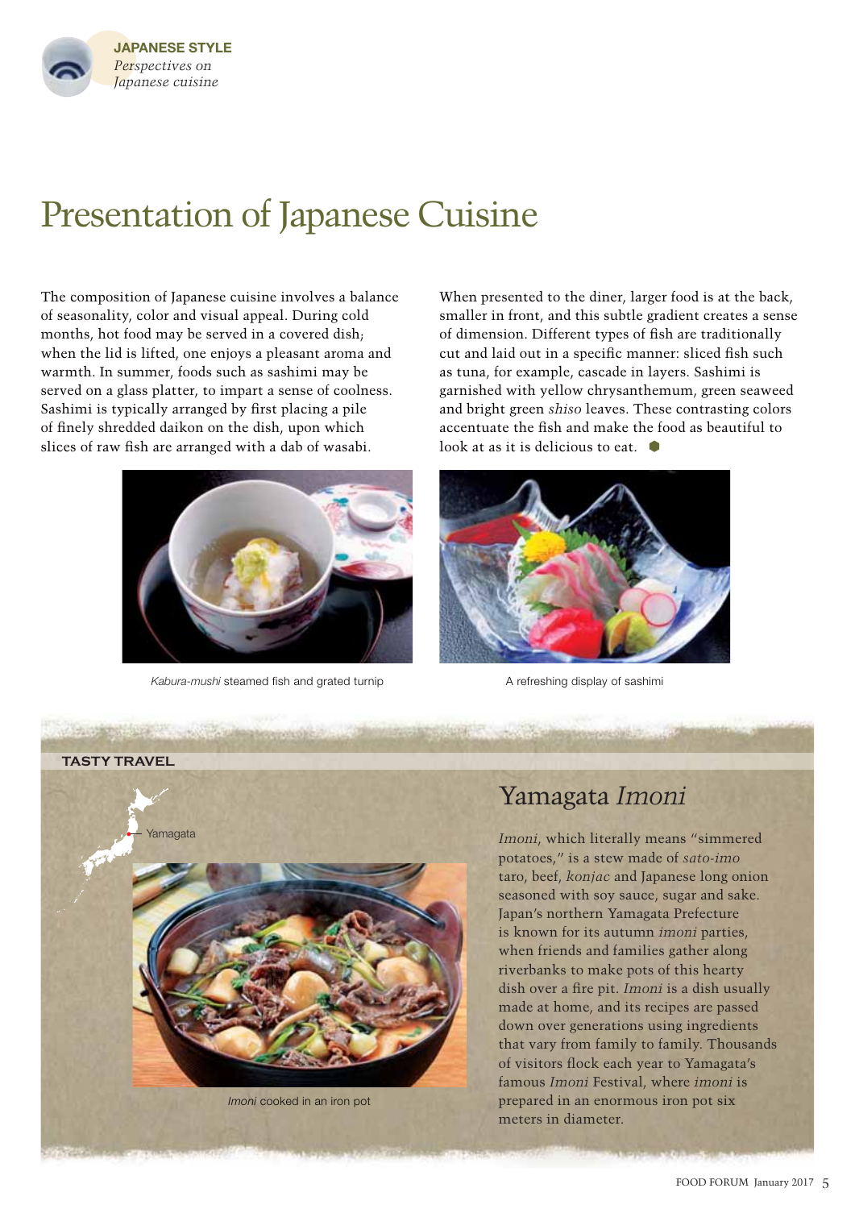**JAPANESE STYLE**
*Perspectives on Japanese cuisine*

# Presentation of Japanese Cuisine

The composition of Japanese cuisine involves a balance of seasonality, color and visual appeal. During cold months, hot food may be served in a covered dish; when the lid is lifted, one enjoys a pleasant aroma and warmth. In summer, foods such as sashimi may be served on a glass platter, to impart a sense of coolness. Sashimi is typically arranged by first placing a pile of finely shredded daikon on the dish, upon which slices of raw fish are arranged with a dab of wasabi.

When presented to the diner, larger food is at the back, smaller in front, and this subtle gradient creates a sense of dimension. Different types of fish are traditionally cut and laid out in a specific manner: sliced fish such as tuna, for example, cascade in layers. Sashimi is garnished with yellow chrysanthemum, green seaweed and bright green *shiso* leaves. These contrasting colors accentuate the fish and make the food as beautiful to look at as it is delicious to eat.

*Kabura-mushi* steamed fish and grated turnip

A refreshing display of sashimi

**TASTY TRAVEL**

## Yamagata *Imoni*

Yamagata

*Imoni*, which literally means "simmered potatoes," is a stew made of *sato-imo* taro, beef, *konjac* and Japanese long onion seasoned with soy sauce, sugar and sake. Japan's northern Yamagata Prefecture is known for its autumn *imoni* parties, when friends and families gather along riverbanks to make pots of this hearty dish over a fire pit. *Imoni* is a dish usually made at home, and its recipes are passed down over generations using ingredients that vary from family to family. Thousands of visitors flock each year to Yamagata's famous *Imoni* Festival, where *imoni* is prepared in an enormous iron pot six meters in diameter.

*Imoni* cooked in an iron pot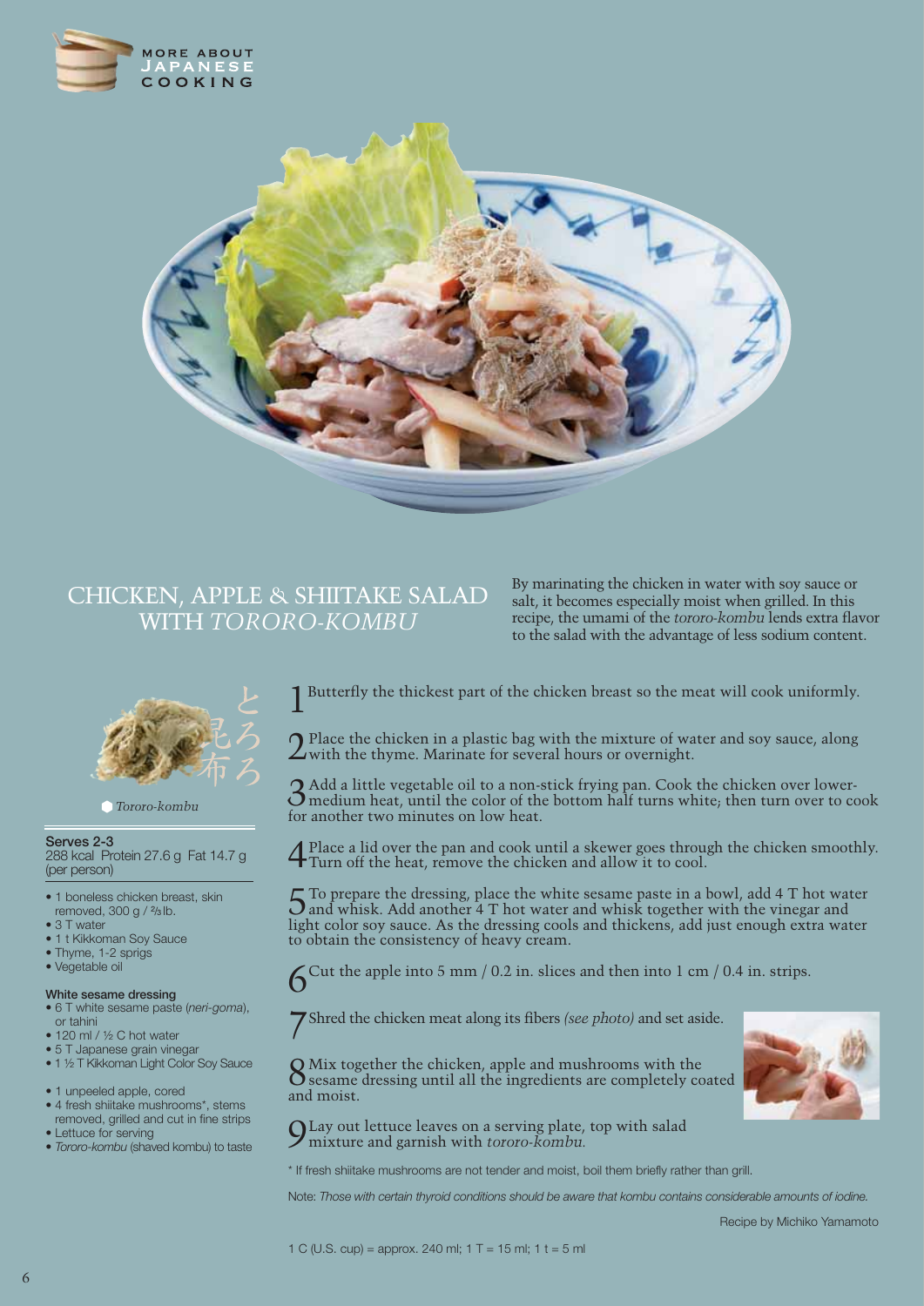# CHICKEN, APPLE & SHIITAKE SALAD WITH *TORORO-KOMBU*

By marinating the chicken in water with soy sauce or salt, it becomes especially moist when grilled. In this recipe, the umami of the *tororo-kombu* lends extra flavor to the salad with the advantage of less sodium content.

とろろ昆布

*Tororo-kombu*

**Serves 2-3**
288 kcal Protein 27.6 g Fat 14.7 g (per person)

- 1 boneless chicken breast, skin removed, 300 g / ⅔ lb.
- 3 T water
- 1 t Kikkoman Soy Sauce
- Thyme, 1-2 sprigs
- Vegetable oil

**White sesame dressing**

- 6 T white sesame paste (*neri-goma*), or tahini
- 120 ml / ½ C hot water
- 5 T Japanese grain vinegar
- 1 ½ T Kikkoman Light Color Soy Sauce

- 1 unpeeled apple, cored
- 4 fresh shiitake mushrooms*, stems removed, grilled and cut in fine strips
- Lettuce for serving
- *Tororo-kombu* (shaved kombu) to taste

1. Butterfly the thickest part of the chicken breast so the meat will cook uniformly.
2. Place the chicken in a plastic bag with the mixture of water and soy sauce, along with the thyme. Marinate for several hours or overnight.
3. Add a little vegetable oil to a non-stick frying pan. Cook the chicken over lower-medium heat, until the color of the bottom half turns white; then turn over to cook for another two minutes on low heat.
4. Place a lid over the pan and cook until a skewer goes through the chicken smoothly. Turn off the heat, remove the chicken and allow it to cool.
5. To prepare the dressing, place the white sesame paste in a bowl, add 4 T hot water and whisk. Add another 4 T hot water and whisk together with the vinegar and light color soy sauce. As the dressing cools and thickens, add just enough extra water to obtain the consistency of heavy cream.
6. Cut the apple into 5 mm / 0.2 in. slices and then into 1 cm / 0.4 in. strips.
7. Shred the chicken meat along its fibers *(see photo)* and set aside.
8. Mix together the chicken, apple and mushrooms with the sesame dressing until all the ingredients are completely coated and moist.
9. Lay out lettuce leaves on a serving plate, top with salad mixture and garnish with *tororo-kombu.*

\* If fresh shiitake mushrooms are not tender and moist, boil them briefly rather than grill.

Note: *Those with certain thyroid conditions should be aware that kombu contains considerable amounts of iodine.*

Recipe by Michiko Yamamoto

1 C (U.S. cup) = approx. 240 ml; 1 T = 15 ml; 1 t = 5 ml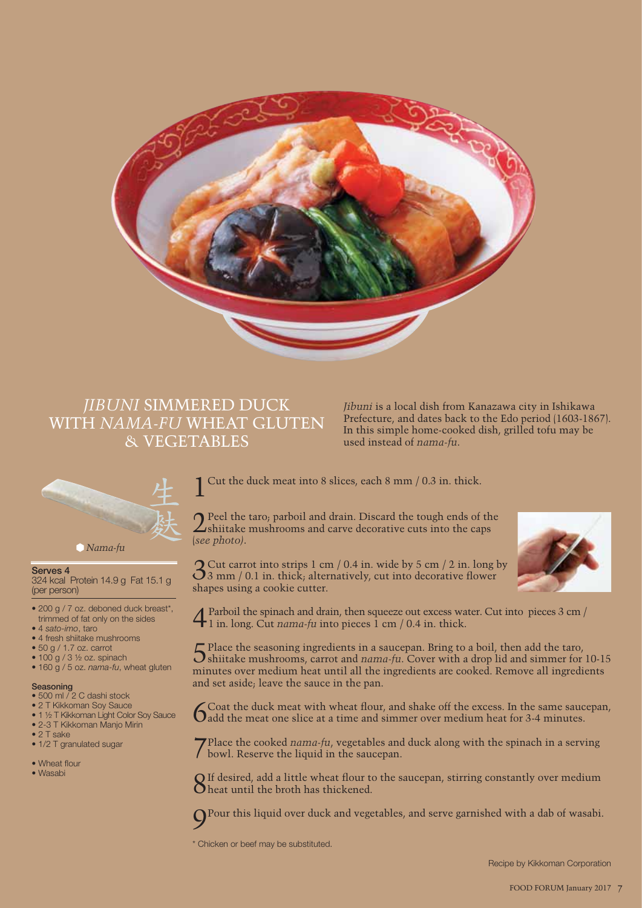# *JIBUNI* SIMMERED DUCK WITH *NAMA-FU* WHEAT GLUTEN & VEGETABLES

*Jibuni* is a local dish from Kanazawa city in Ishikawa Prefecture, and dates back to the Edo period (1603-1867). In this simple home-cooked dish, grilled tofu may be used instead of *nama-fu*.

生麩

*Nama-fu*

**Serves 4**
324 kcal Protein 14.9 g Fat 15.1 g (per person)

- 200 g / 7 oz. deboned duck breast*, trimmed of fat only on the sides
- 4 *sato-imo*, taro
- 4 fresh shiitake mushrooms
- 50 g / 1.7 oz. carrot
- 100 g / 3 ½ oz. spinach
- 160 g / 5 oz. *nama-fu*, wheat gluten

**Seasoning**

- 500 ml / 2 C dashi stock
- 2 T Kikkoman Soy Sauce
- 1 ½ T Kikkoman Light Color Soy Sauce
- 2-3 T Kikkoman Manjo Mirin
- 2 T sake
- 1/2 T granulated sugar

- Wheat flour
- Wasabi

1. Cut the duck meat into 8 slices, each 8 mm / 0.3 in. thick.
2. Peel the taro; parboil and drain. Discard the tough ends of the shiitake mushrooms and carve decorative cuts into the caps (*see photo*).
3. Cut carrot into strips 1 cm / 0.4 in. wide by 5 cm / 2 in. long by 3 mm / 0.1 in. thick; alternatively, cut into decorative flower shapes using a cookie cutter.
4. Parboil the spinach and drain, then squeeze out excess water. Cut into pieces 3 cm / 1 in. long. Cut *nama-fu* into pieces 1 cm / 0.4 in. thick.
5. Place the seasoning ingredients in a saucepan. Bring to a boil, then add the taro, shiitake mushrooms, carrot and *nama-fu*. Cover with a drop lid and simmer for 10-15 minutes over medium heat until all the ingredients are cooked. Remove all ingredients and set aside; leave the sauce in the pan.
6. Coat the duck meat with wheat flour, and shake off the excess. In the same saucepan, add the meat one slice at a time and simmer over medium heat for 3-4 minutes.
7. Place the cooked *nama-fu*, vegetables and duck along with the spinach in a serving bowl. Reserve the liquid in the saucepan.
8. If desired, add a little wheat flour to the saucepan, stirring constantly over medium heat until the broth has thickened.
9. Pour this liquid over duck and vegetables, and serve garnished with a dab of wasabi.

\* Chicken or beef may be substituted.

Recipe by Kikkoman Corporation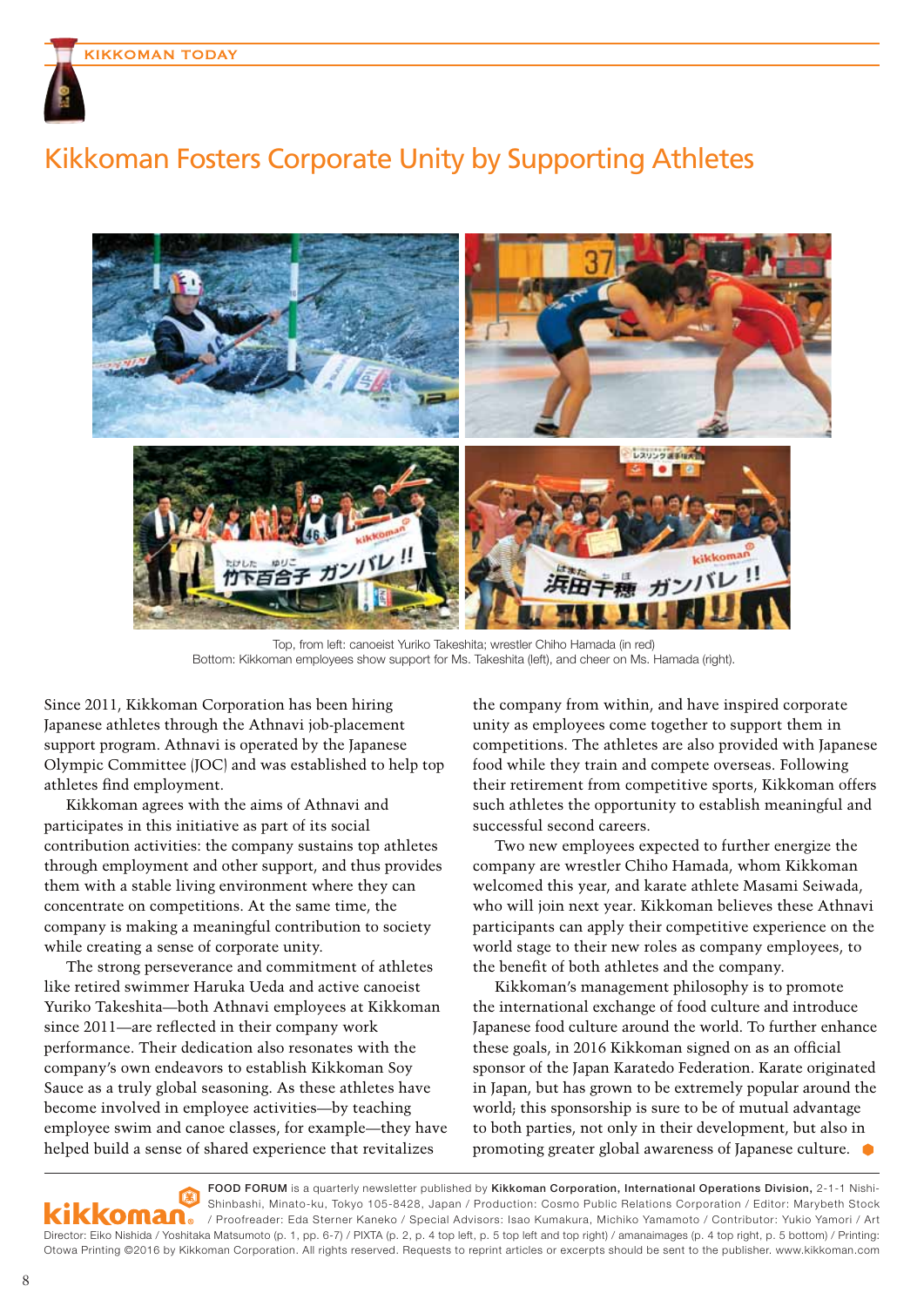KIKKOMAN TODAY

# Kikkoman Fosters Corporate Unity by Supporting Athletes

Top, from left: canoeist Yuriko Takeshita; wrestler Chiho Hamada (in red)
Bottom: Kikkoman employees show support for Ms. Takeshita (left), and cheer on Ms. Hamada (right).

Since 2011, Kikkoman Corporation has been hiring Japanese athletes through the Athnavi job-placement support program. Athnavi is operated by the Japanese Olympic Committee (JOC) and was established to help top athletes find employment.

Kikkoman agrees with the aims of Athnavi and participates in this initiative as part of its social contribution activities: the company sustains top athletes through employment and other support, and thus provides them with a stable living environment where they can concentrate on competitions. At the same time, the company is making a meaningful contribution to society while creating a sense of corporate unity.

The strong perseverance and commitment of athletes like retired swimmer Haruka Ueda and active canoeist Yuriko Takeshita—both Athnavi employees at Kikkoman since 2011—are reflected in their company work performance. Their dedication also resonates with the company's own endeavors to establish Kikkoman Soy Sauce as a truly global seasoning. As these athletes have become involved in employee activities—by teaching employee swim and canoe classes, for example—they have helped build a sense of shared experience that revitalizes the company from within, and have inspired corporate unity as employees come together to support them in competitions. The athletes are also provided with Japanese food while they train and compete overseas. Following their retirement from competitive sports, Kikkoman offers such athletes the opportunity to establish meaningful and successful second careers.

Two new employees expected to further energize the company are wrestler Chiho Hamada, whom Kikkoman welcomed this year, and karate athlete Masami Seiwada, who will join next year. Kikkoman believes these Athnavi participants can apply their competitive experience on the world stage to their new roles as company employees, to the benefit of both athletes and the company.

Kikkoman's management philosophy is to promote the international exchange of food culture and introduce Japanese food culture around the world. To further enhance these goals, in 2016 Kikkoman signed on as an official sponsor of the Japan Karatedo Federation. Karate originated in Japan, but has grown to be extremely popular around the world; this sponsorship is sure to be of mutual advantage to both parties, not only in their development, but also in promoting greater global awareness of Japanese culture.

**FOOD FORUM** is a quarterly newsletter published by **Kikkoman Corporation, International Operations Division,** 2-1-1 Nishi-Shinbashi, Minato-ku, Tokyo 105-8428, Japan / Production: Cosmo Public Relations Corporation / Editor: Marybeth Stock / Proofreader: Eda Sterner Kaneko / Special Advisors: Isao Kumakura, Michiko Yamamoto / Contributor: Yukio Yamori / Art Director: Eiko Nishida / Yoshitaka Matsumoto (p. 1, pp. 6-7) / PIXTA (p. 2, p. 4 top left, p. 5 top left and top right) / amanaimages (p. 4 top right, p. 5 bottom) / Printing: Otowa Printing ©2016 by Kikkoman Corporation. All rights reserved. Requests to reprint articles or excerpts should be sent to the publisher. www.kikkoman.com